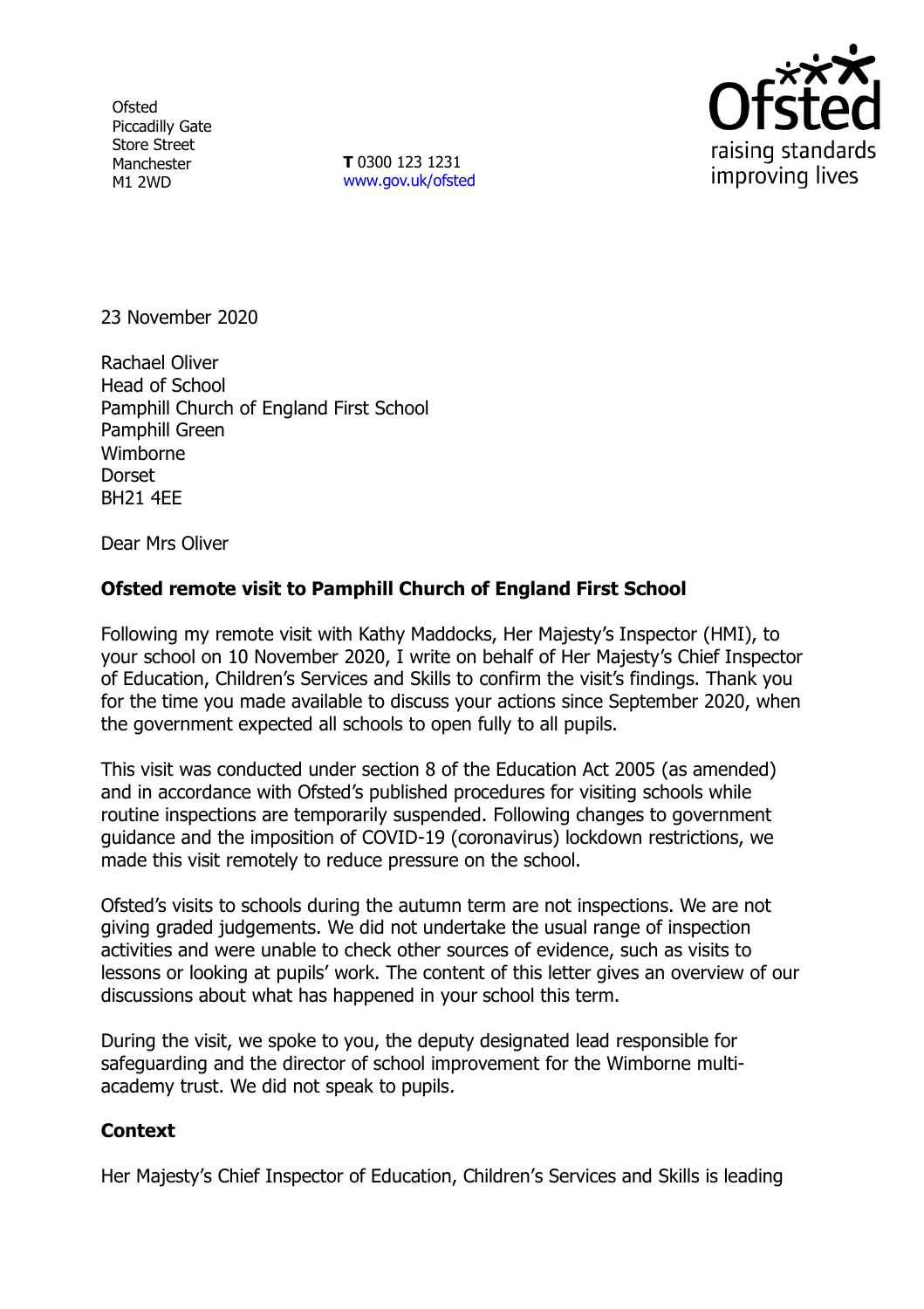Ofsted
Piccadilly Gate
Store Street
Manchester
M1 2WD

**T** 0300 123 1231
www.gov.uk/ofsted

23 November 2020

Rachael Oliver
Head of School
Pamphill Church of England First School
Pamphill Green
Wimborne
Dorset
BH21 4EE

Dear Mrs Oliver

**Ofsted remote visit to Pamphill Church of England First School**

Following my remote visit with Kathy Maddocks, Her Majesty's Inspector (HMI), to your school on 10 November 2020, I write on behalf of Her Majesty's Chief Inspector of Education, Children's Services and Skills to confirm the visit's findings. Thank you for the time you made available to discuss your actions since September 2020, when the government expected all schools to open fully to all pupils.

This visit was conducted under section 8 of the Education Act 2005 (as amended) and in accordance with Ofsted's published procedures for visiting schools while routine inspections are temporarily suspended. Following changes to government guidance and the imposition of COVID-19 (coronavirus) lockdown restrictions, we made this visit remotely to reduce pressure on the school.

Ofsted's visits to schools during the autumn term are not inspections. We are not giving graded judgements. We did not undertake the usual range of inspection activities and were unable to check other sources of evidence, such as visits to lessons or looking at pupils' work. The content of this letter gives an overview of our discussions about what has happened in your school this term.

During the visit, we spoke to you, the deputy designated lead responsible for safeguarding and the director of school improvement for the Wimborne multi-academy trust. We did not speak to pupils.

**Context**

Her Majesty's Chief Inspector of Education, Children's Services and Skills is leading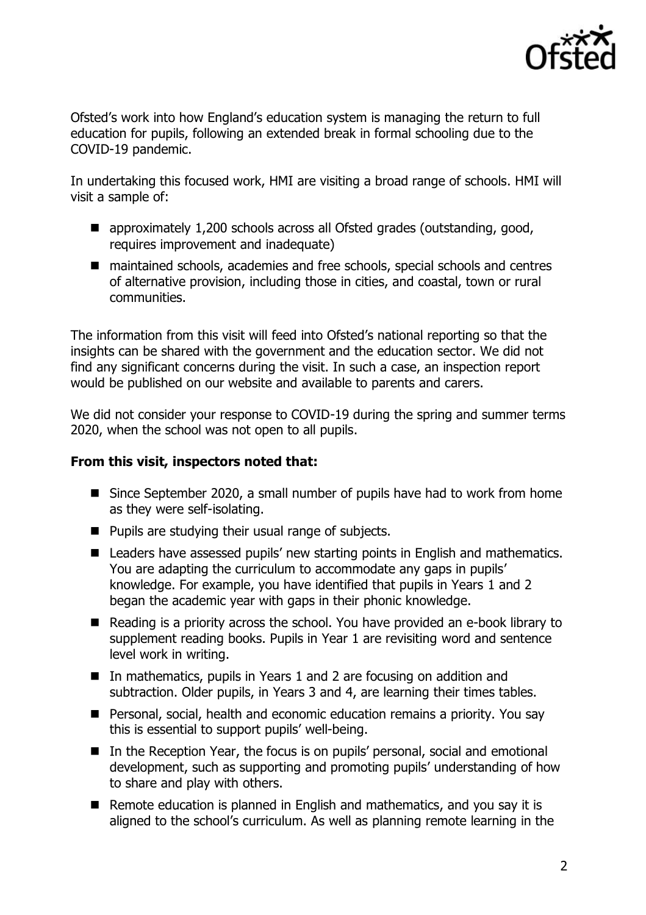Ofsted's work into how England's education system is managing the return to full education for pupils, following an extended break in formal schooling due to the COVID-19 pandemic.

In undertaking this focused work, HMI are visiting a broad range of schools. HMI will visit a sample of:

- approximately 1,200 schools across all Ofsted grades (outstanding, good, requires improvement and inadequate)
- maintained schools, academies and free schools, special schools and centres of alternative provision, including those in cities, and coastal, town or rural communities.

The information from this visit will feed into Ofsted's national reporting so that the insights can be shared with the government and the education sector. We did not find any significant concerns during the visit. In such a case, an inspection report would be published on our website and available to parents and carers.

We did not consider your response to COVID-19 during the spring and summer terms 2020, when the school was not open to all pupils.

**From this visit, inspectors noted that:**

- Since September 2020, a small number of pupils have had to work from home as they were self-isolating.
- Pupils are studying their usual range of subjects.
- Leaders have assessed pupils' new starting points in English and mathematics. You are adapting the curriculum to accommodate any gaps in pupils' knowledge. For example, you have identified that pupils in Years 1 and 2 began the academic year with gaps in their phonic knowledge.
- Reading is a priority across the school. You have provided an e-book library to supplement reading books. Pupils in Year 1 are revisiting word and sentence level work in writing.
- In mathematics, pupils in Years 1 and 2 are focusing on addition and subtraction. Older pupils, in Years 3 and 4, are learning their times tables.
- Personal, social, health and economic education remains a priority. You say this is essential to support pupils' well-being.
- In the Reception Year, the focus is on pupils' personal, social and emotional development, such as supporting and promoting pupils' understanding of how to share and play with others.
- Remote education is planned in English and mathematics, and you say it is aligned to the school's curriculum. As well as planning remote learning in the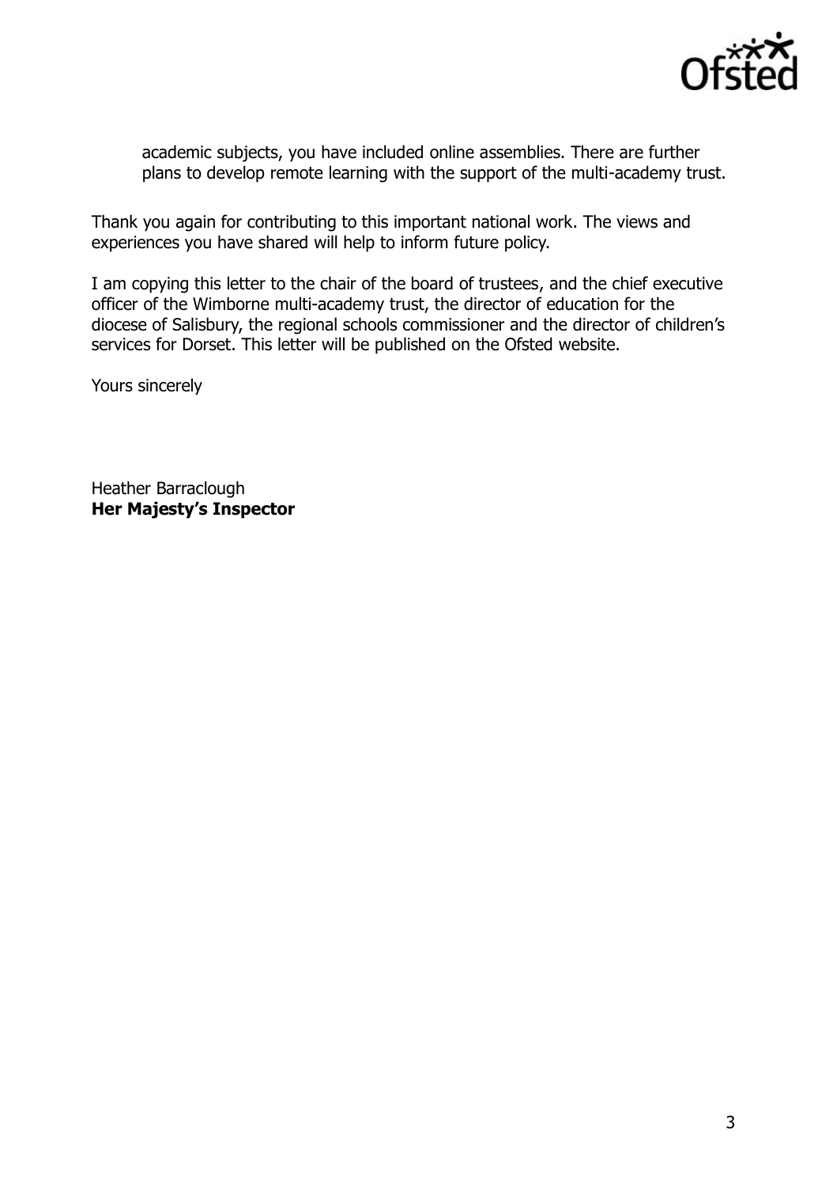academic subjects, you have included online assemblies. There are further plans to develop remote learning with the support of the multi-academy trust.

Thank you again for contributing to this important national work. The views and experiences you have shared will help to inform future policy.

I am copying this letter to the chair of the board of trustees, and the chief executive officer of the Wimborne multi-academy trust, the director of education for the diocese of Salisbury, the regional schools commissioner and the director of children's services for Dorset. This letter will be published on the Ofsted website.

Yours sincerely

Heather Barraclough
**Her Majesty's Inspector**